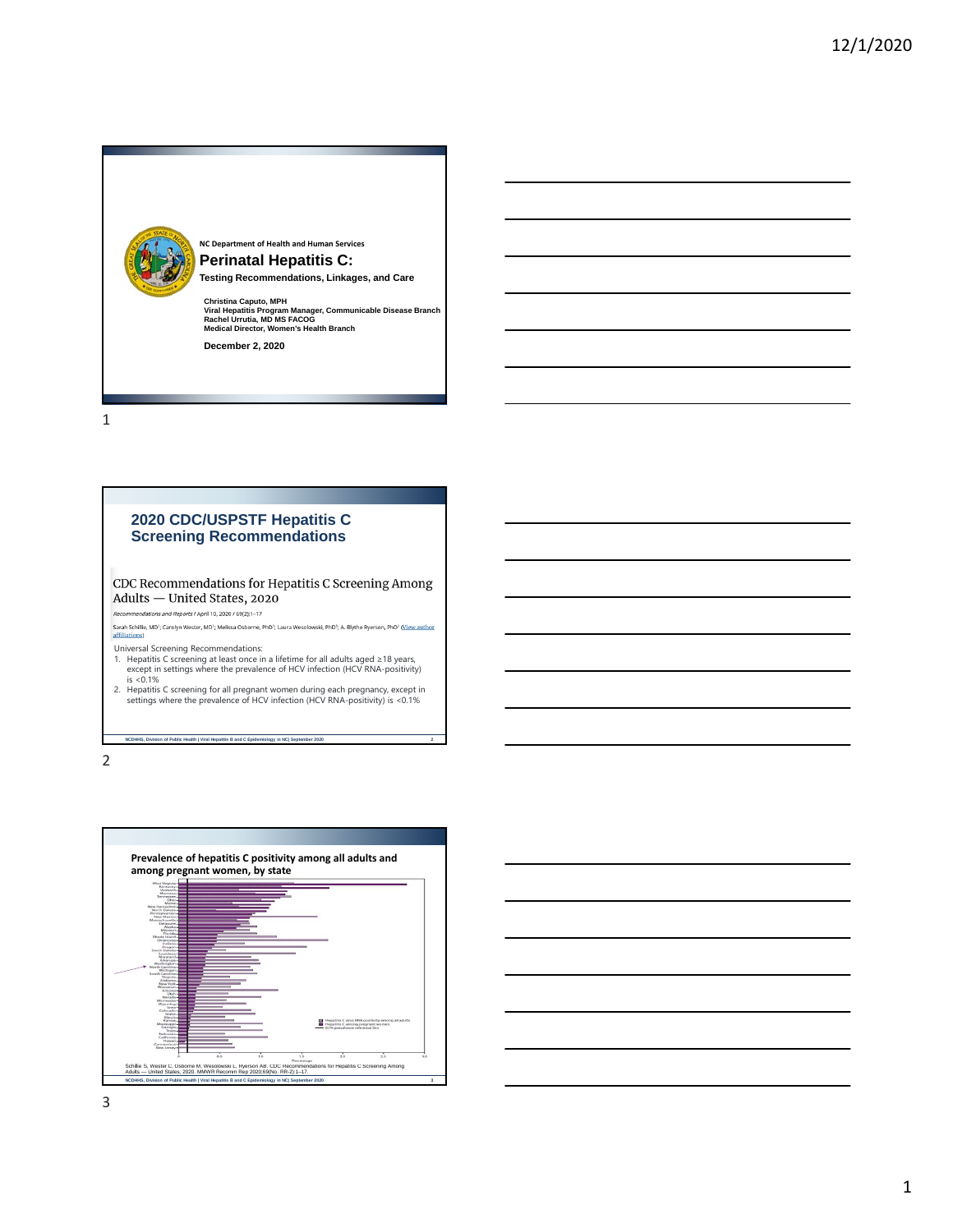NC Department of Health and Human Services

# Perinatal Hepatitis C:

**Testing Recommendations, Linkages, and Care**

**Christina Caputo, MPH**
**Viral Hepatitis Program Manager, Communicable Disease Branch**
**Rachel Urrutia, MD MS FACOG**
**Medical Director, Women's Health Branch**

**December 2, 2020**

## 2020 CDC/USPSTF Hepatitis C Screening Recommendations

CDC Recommendations for Hepatitis C Screening Among Adults — United States, 2020

*Recommendations and Reports* / April 10, 2020 / 69(2);1–17

Sarah Schillie, MD[1]; Carolyn Wester, MD[1]; Melissa Osborne, PhD[1]; Laura Wesolowski, PhD[1]; A. Blythe Ryerson, PhD[1] (View author affiliations)

Universal Screening Recommendations:

1. Hepatitis C screening at least once in a lifetime for all adults aged ≥18 years, except in settings where the prevalence of HCV infection (HCV RNA-positivity) is <0.1%
2. Hepatitis C screening for all pregnant women during each pregnancy, except in settings where the prevalence of HCV infection (HCV RNA-positivity) is <0.1%

NCDHHS, Division of Public Health | Viral Hepatitis B and C Epidemiology in NC| September 2020

## Prevalence of hepatitis C positivity among all adults and among pregnant women, by state

Schillie S, Wester C, Osborne M, Wesolowski L, Ryerson AB. CDC Recommendations for Hepatitis C Screening Among Adults — United States, 2020. MMWR Recomm Rep 2020;69(No. RR-2):1–17.

NCDHHS, Division of Public Health | Viral Hepatitis B and C Epidemiology in NC| September 2020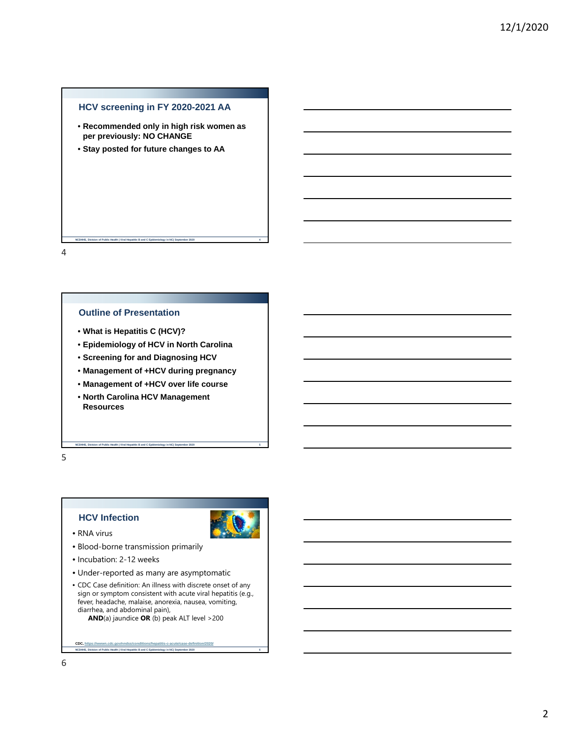## HCV screening in FY 2020-2021 AA

- **Recommended only in high risk women as per previously: NO CHANGE**
- **Stay posted for future changes to AA**

NCDHHS, Division of Public Health | Viral Hepatitis B and C Epidemiology in NC| September 2020

## Outline of Presentation

- **What is Hepatitis C (HCV)?**
- **Epidemiology of HCV in North Carolina**
- **Screening for and Diagnosing HCV**
- **Management of +HCV during pregnancy**
- **Management of +HCV over life course**
- **North Carolina HCV Management Resources**

NCDHHS, Division of Public Health | Viral Hepatitis B and C Epidemiology in NC| September 2020

## HCV Infection

- RNA virus
- Blood-borne transmission primarily
- Incubation: 2-12 weeks
- Under-reported as many are asymptomatic
- CDC Case definition: An illness with discrete onset of any sign or symptom consistent with acute viral hepatitis (e.g., fever, headache, malaise, anorexia, nausea, vomiting, diarrhea, and abdominal pain),
  **AND**(a) jaundice **OR** (b) peak ALT level >200

CDC, https://wwwn.cdc.gov/nndss/conditions/hepatitis-c-acute/case-definition/2020/

NCDHHS, Division of Public Health | Viral Hepatitis B and C Epidemiology in NC| September 2020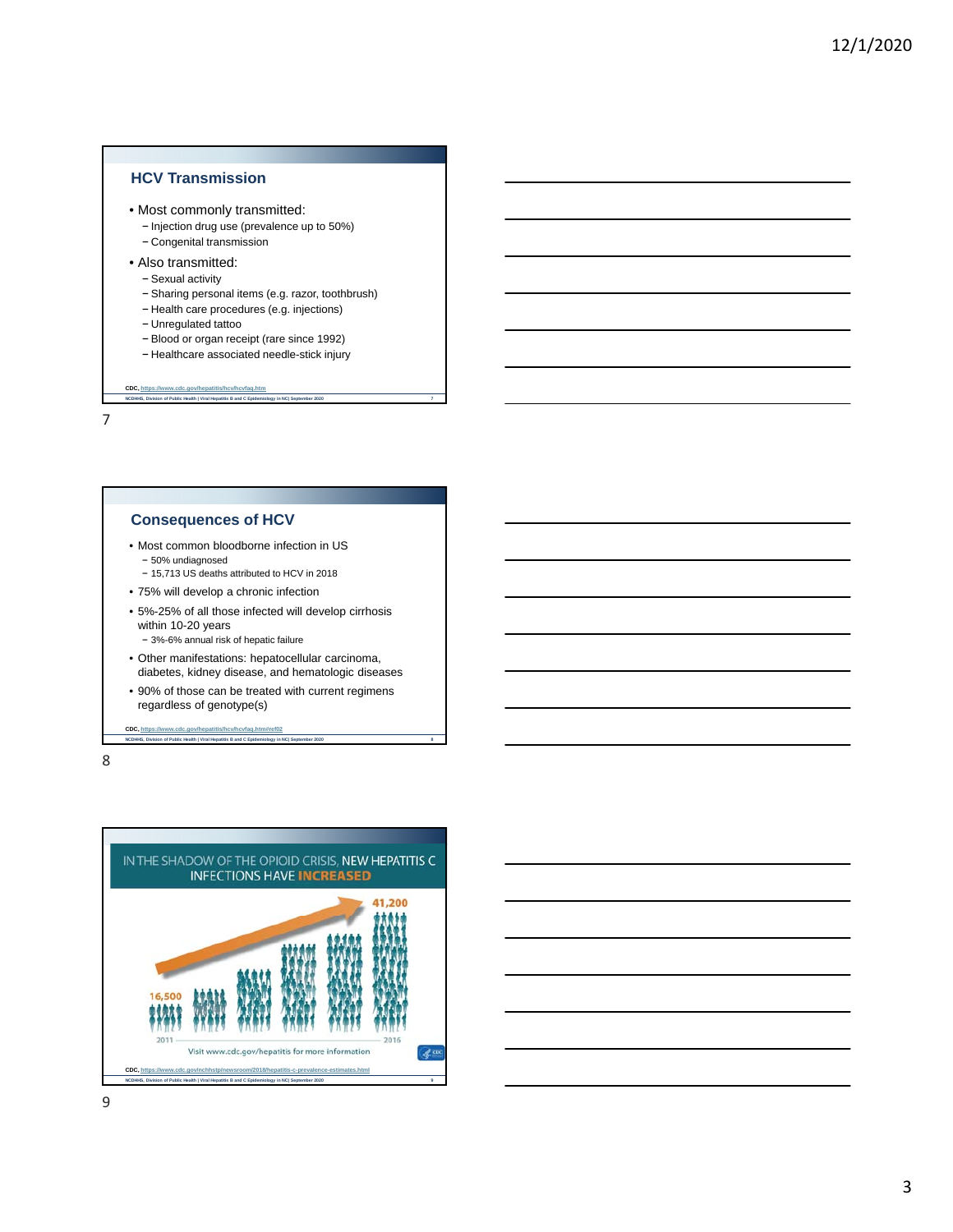## HCV Transmission

- Most commonly transmitted:
  - Injection drug use (prevalence up to 50%)
  - Congenital transmission
- Also transmitted:
  - Sexual activity
  - Sharing personal items (e.g. razor, toothbrush)
  - Health care procedures (e.g. injections)
  - Unregulated tattoo
  - Blood or organ receipt (rare since 1992)
  - Healthcare associated needle-stick injury

CDC, https://www.cdc.gov/hepatitis/hcv/hcvfaq.htm

## Consequences of HCV

- Most common bloodborne infection in US
  - 50% undiagnosed
  - 15,713 US deaths attributed to HCV in 2018
- 75% will develop a chronic infection
- 5%-25% of all those infected will develop cirrhosis within 10-20 years
  - 3%-6% annual risk of hepatic failure
- Other manifestations: hepatocellular carcinoma, diabetes, kidney disease, and hematologic diseases
- 90% of those can be treated with current regimens regardless of genotype(s)

CDC, https://www.cdc.gov/hepatitis/hcv/hcvfaq.htm#ref02

## IN THE SHADOW OF THE OPIOID CRISIS, NEW HEPATITIS C INFECTIONS HAVE INCREASED

16,500 (2011) → 41,200 (2016)

Visit www.cdc.gov/hepatitis for more information

CDC, https://www.cdc.gov/nchhstp/newsroom/2018/hepatitis-c-prevalence-estimates.html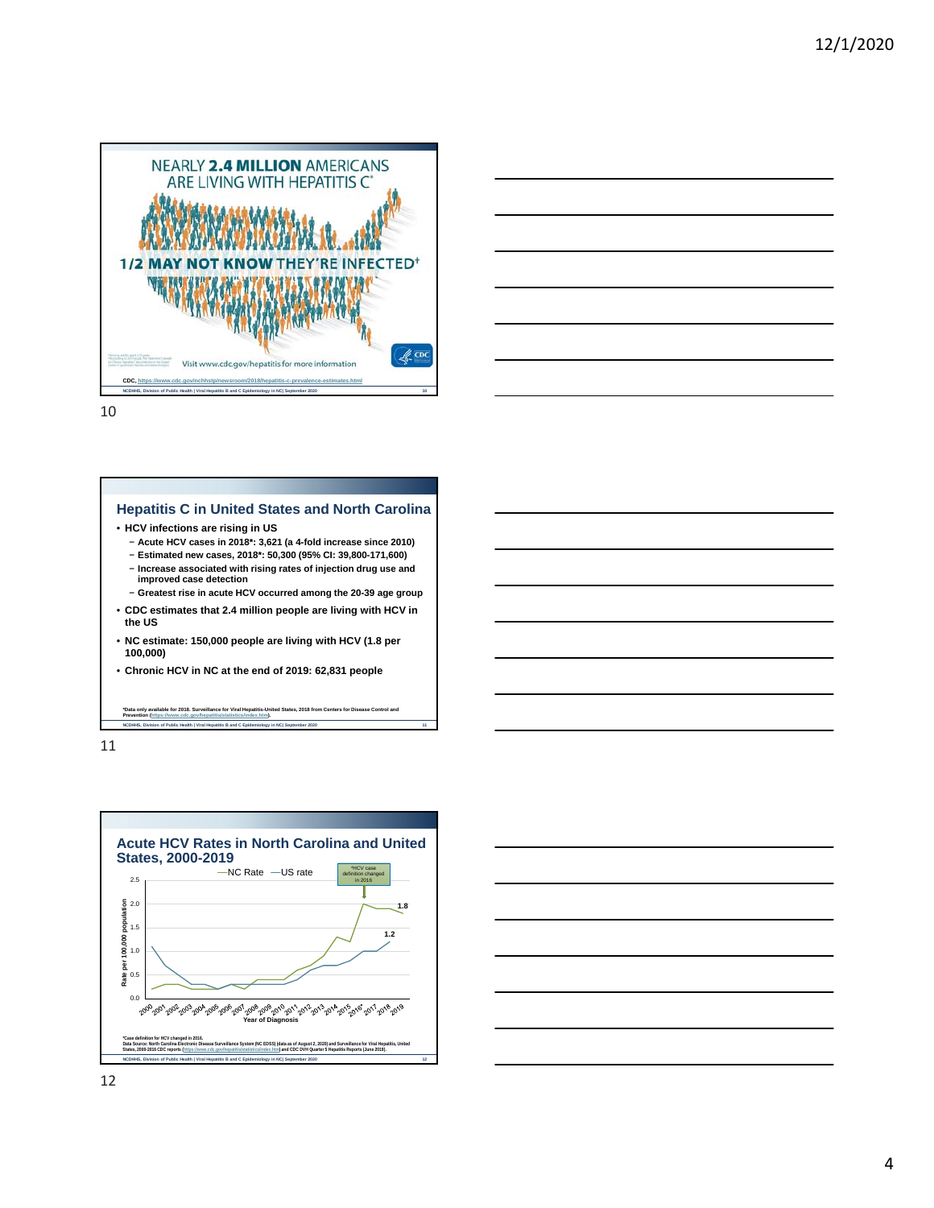NEARLY **2.4 MILLION** AMERICANS ARE LIVING WITH HEPATITIS C*

**1/2 MAY NOT KNOW** THEY'RE INFECTED†

Visit www.cdc.gov/hepatitis for more information

CDC, https://www.cdc.gov/nchhstp/newsroom/2018/hepatitis-c-prevalence-estimates.html

NCDHHS, Division of Public Health | Viral Hepatitis B and C Epidemiology in NC| September 2020

10

## Hepatitis C in United States and North Carolina

- HCV infections are rising in US
  - Acute HCV cases in 2018*: 3,621 (a 4-fold increase since 2010)
  - Estimated new cases, 2018*: 50,300 (95% CI: 39,800-171,600)
  - Increase associated with rising rates of injection drug use and improved case detection
  - Greatest rise in acute HCV occurred among the 20-39 age group
- CDC estimates that 2.4 million people are living with HCV in the US
- NC estimate: 150,000 people are living with HCV (1.8 per 100,000)
- Chronic HCV in NC at the end of 2019: 62,831 people

*Data only available for 2018. Surveillance for Viral Hepatitis-United States, 2018 from Centers for Disease Control and Prevention (https://www.cdc.gov/hepatitis/statistics/index.htm).

NCDHHS, Division of Public Health | Viral Hepatitis B and C Epidemiology in NC| September 2020

11

## Acute HCV Rates in North Carolina and United States, 2000-2019

—NC Rate —US rate

*HCV case definition changed in 2016

Rate per 100,000 population (0.0–2.5); Year of Diagnosis: 2000, 2001, 2002, 2003, 2004, 2005, 2006, 2007, 2008, 2009, 2010, 2011, 2012, 2013, 2014, 2015, 2016*, 2017, 2018, 2019

Labels: 1.8, 1.2

*Case definition for HCV changed in 2016.
Data Source: North Carolina Electronic Disease Surveillance System (NC EDSS) (data as of August 2, 2020) and Surveillance for Viral Hepatitis, United States, 2000-2016 CDC reports (https://www.cdc.gov/hepatitis/statistics/index.htm) and CDC DVH Quarter 5 Hepatitis Reports (June 2019).

NCDHHS, Division of Public Health | Viral Hepatitis B and C Epidemiology in NC| September 2020

12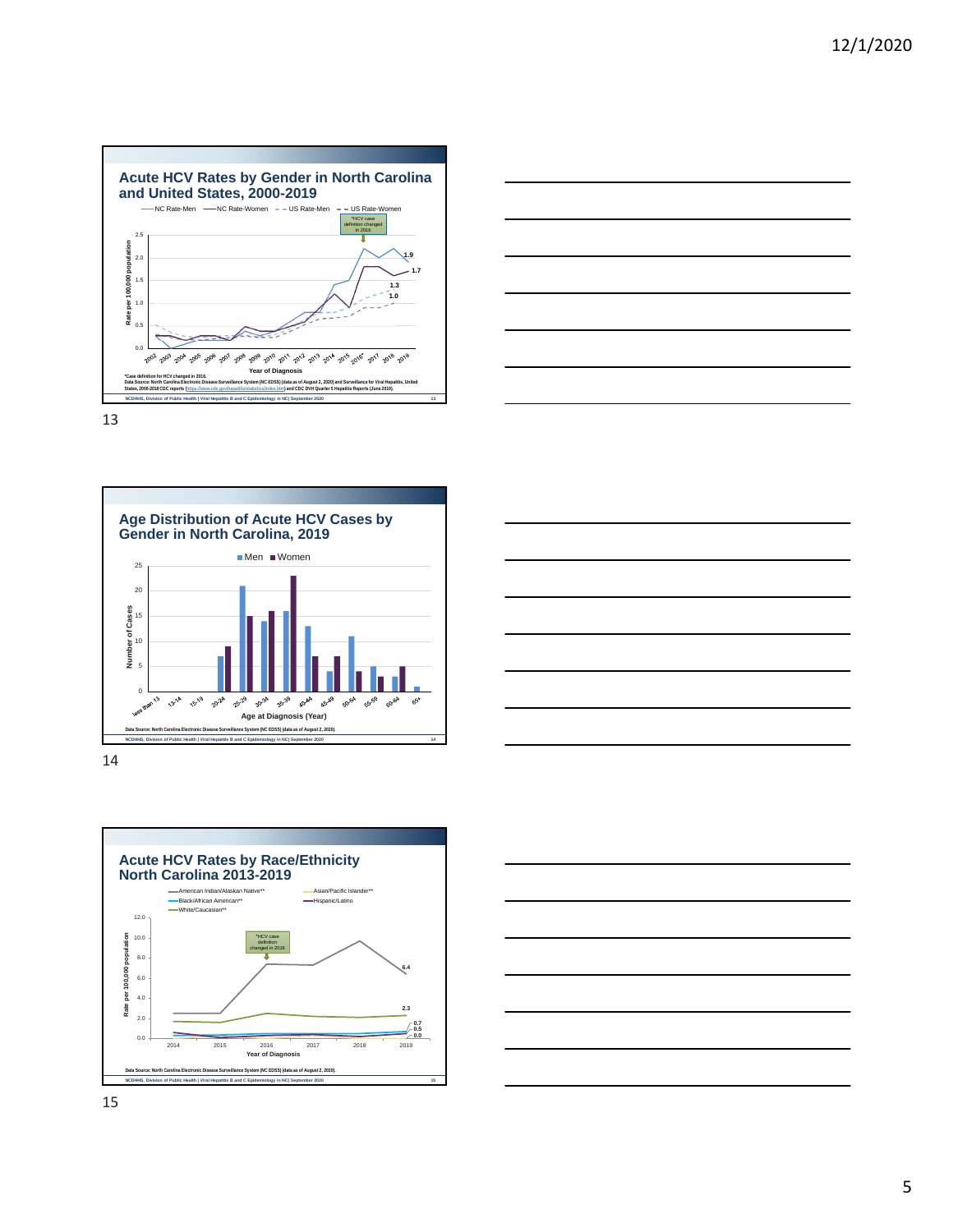## Acute HCV Rates by Gender in North Carolina and United States, 2000-2019

—NC Rate-Men —NC Rate-Women – – US Rate-Men – – US Rate-Women

*HCV case definition changed in 2016

Rate per 100,000 population

Year of Diagnosis

1.9
1.7
1.3
1.0

*Case definition for HCV changed in 2016.
Data Source: North Carolina Electronic Disease Surveillance System (NC EDSS) (data as of August 2, 2020) and Surveillance for Viral Hepatitis, United States, 2008-2018 CDC reports (https://www.cdc.gov/hepatitis/statistics/index.htm) and CDC DVH Quarter 5 Hepatitis Reports (June 2019).

NCDHHS, Division of Public Health | Viral Hepatitis B and C Epidemiology in NC| September 2020

13

## Age Distribution of Acute HCV Cases by Gender in North Carolina, 2019

■Men ■Women

Number of Cases

Age at Diagnosis (Year)

| Age at Diagnosis | Men | Women |
|---|---|---|
| less than 13 | 0 | 0 |
| 13-14 | 0 | 0 |
| 15-19 | 0 | 0 |
| 20-24 | 7 | 9 |
| 25-29 | 21 | 15 |
| 30-34 | 14 | 16 |
| 35-39 | 16 | 23 |
| 40-44 | 13 | 7 |
| 45-49 | 4 | 7 |
| 50-54 | 11 | 4 |
| 55-59 | 5 | 3 |
| 60-64 | 3 | 5 |
| 65+ | 1 | 0 |

Data Source: North Carolina Electronic Disease Surveillance System (NC EDSS) (data as of August 2, 2020).

NCDHHS, Division of Public Health | Viral Hepatitis B and C Epidemiology in NC| September 2020

14

## Acute HCV Rates by Race/Ethnicity North Carolina 2013-2019

—American Indian/Alaskan Native** —Asian/Pacific Islander** —Black/African American** —Hispanic/Latino —White/Caucasian**

*HCV case definition changed in 2016

Rate per 100,000 population

Year of Diagnosis

6.4
2.3
0.7
0.5
0.0

Data Source: North Carolina Electronic Disease Surveillance System (NC EDSS) (data as of August 2, 2020).

NCDHHS, Division of Public Health | Viral Hepatitis B and C Epidemiology in NC| September 2020

15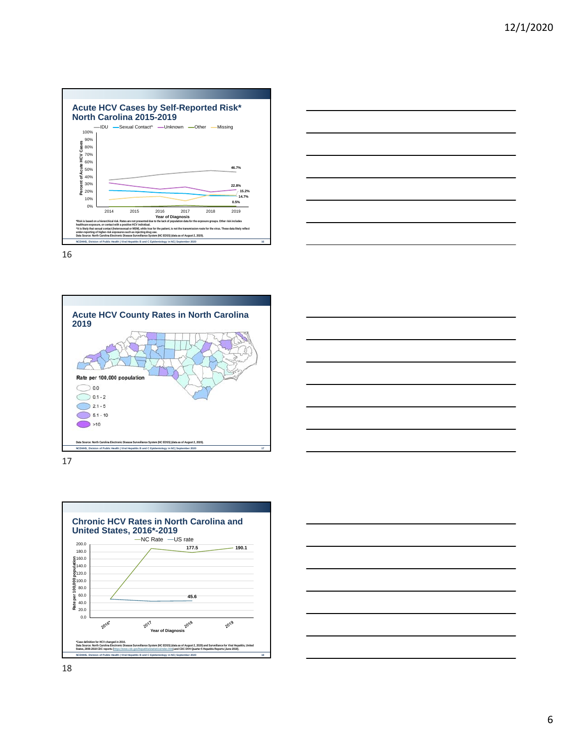## Acute HCV Cases by Self-Reported Risk* North Carolina 2015-2019

—IDU —Sexual Contact^ —Unknown —Other —Missing

Percent of Acute HCV Cases: 0%, 10%, 20%, 30%, 40%, 50%, 60%, 70%, 80%, 90%, 100%

Year of Diagnosis: 2014, 2015, 2016, 2017, 2018, 2019

46.7%

22.8%

15.2%

14.7%

0.5%

*Risk is based on a hierarchical risk. Rates are not presented due to the lack of population data for the exposure groups. Other risk includes healthcare exposure, or contact with a positive HCV individual.
^It is likely that sexual contact (heterosexual or MSM), while true for the patient, is not the transmission route for the virus. These data likely reflect under-reporting of higher-risk exposures such as injecting drug use.
Data Source: North Carolina Electronic Disease Surveillance System (NC EDSS) (data as of August 2, 2020).

NCDHHS, Division of Public Health | Viral Hepatitis B and C Epidemiology in NC| September 2020

16

## Acute HCV County Rates in North Carolina 2019

Rate per 100,000 population

- 0.0
- 0.1 - 2
- 2.1 - 5
- 5.1 - 10
- >10

Data Source: North Carolina Electronic Disease Surveillance System (NC EDSS) (data as of August 2, 2020).

NCDHHS, Division of Public Health | Viral Hepatitis B and C Epidemiology in NC| September 2020

17

## Chronic HCV Rates in North Carolina and United States, 2016*-2019

—NC Rate —US rate

Rate per 100,000 population: 0.0, 20.0, 40.0, 60.0, 80.0, 100.0, 120.0, 140.0, 160.0, 180.0, 200.0

Year of Diagnosis: 2016*, 2017, 2018, 2019

177.5

190.1

45.6

*Case definition for HCV changed in 2016.
Data Source: North Carolina Electronic Disease Surveillance System (NC EDSS) (data as of August 2, 2020) and Surveillance for Viral Hepatitis, United States, 2000-2018 CDC reports (https://www.cdc.gov/hepatitis/statistics/index.htm) and CDC DVH Quarter 5 Hepatitis Reports (June 2019).

NCDHHS, Division of Public Health | Viral Hepatitis B and C Epidemiology in NC| September 2020

18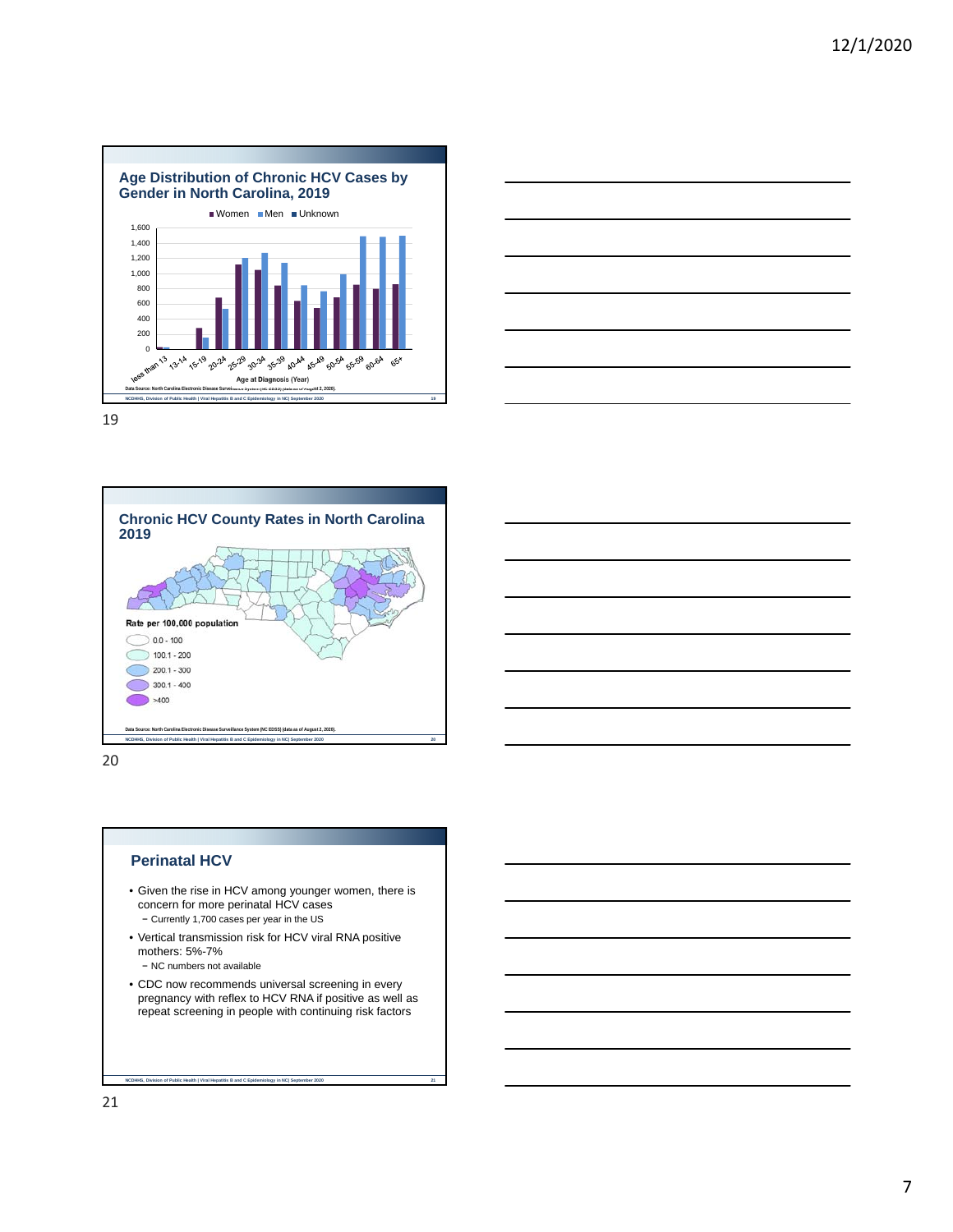## Age Distribution of Chronic HCV Cases by Gender in North Carolina, 2019

■ Women ■ Men ■ Unknown

Age at Diagnosis (Year)

Data Source: North Carolina Electronic Disease Surveillance System (NC EDSS) (data as of August 2, 2020).

NCDHHS, Division of Public Health | Viral Hepatitis B and C Epidemiology in NC| September 2020

---

## Chronic HCV County Rates in North Carolina 2019

Rate per 100,000 population

- 0.0 - 100
- 100.1 - 200
- 200.1 - 300
- 300.1 - 400
- >400

Data Source: North Carolina Electronic Disease Surveillance System (NC EDSS) (data as of August 2, 2020).

NCDHHS, Division of Public Health | Viral Hepatitis B and C Epidemiology in NC| September 2020

---

## Perinatal HCV

- Given the rise in HCV among younger women, there is concern for more perinatal HCV cases
  - Currently 1,700 cases per year in the US
- Vertical transmission risk for HCV viral RNA positive mothers: 5%-7%
  - NC numbers not available
- CDC now recommends universal screening in every pregnancy with reflex to HCV RNA if positive as well as repeat screening in people with continuing risk factors

NCDHHS, Division of Public Health | Viral Hepatitis B and C Epidemiology in NC| September 2020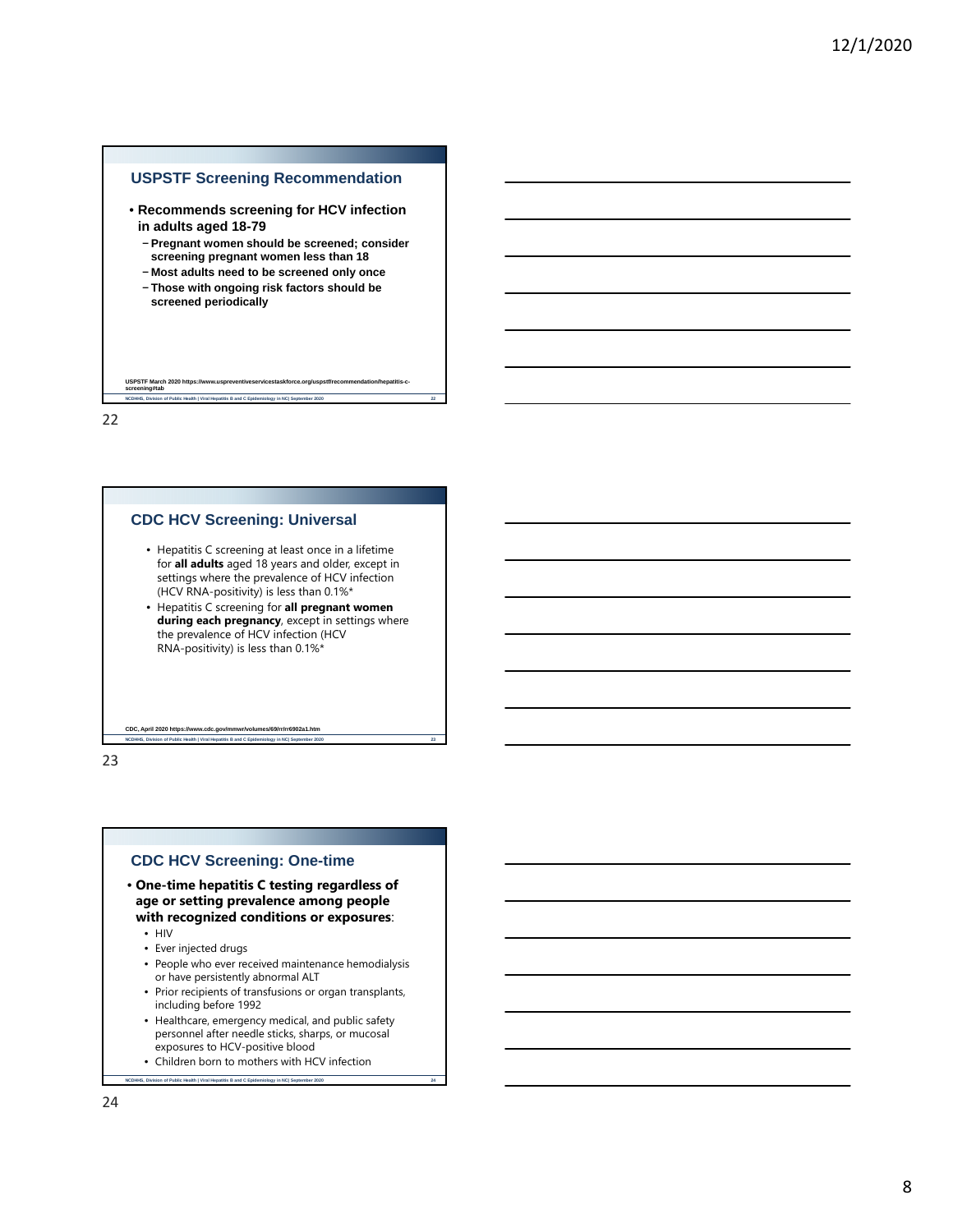## USPSTF Screening Recommendation

- **Recommends screening for HCV infection in adults aged 18-79**
  - **Pregnant women should be screened; consider screening pregnant women less than 18**
  - **Most adults need to be screened only once**
  - **Those with ongoing risk factors should be screened periodically**

USPSTF March 2020 https://www.uspreventiveservicestaskforce.org/uspstf/recommendation/hepatitis-c-screening#tab

## CDC HCV Screening: Universal

- Hepatitis C screening at least once in a lifetime for **all adults** aged 18 years and older, except in settings where the prevalence of HCV infection (HCV RNA-positivity) is less than 0.1%*
- Hepatitis C screening for **all pregnant women during each pregnancy**, except in settings where the prevalence of HCV infection (HCV RNA-positivity) is less than 0.1%*

CDC, April 2020 https://www.cdc.gov/mmwr/volumes/69/rr/rr6902a1.htm

## CDC HCV Screening: One-time

- **One-time hepatitis C testing regardless of age or setting prevalence among people with recognized conditions or exposures**:
  - HIV
  - Ever injected drugs
  - People who ever received maintenance hemodialysis or have persistently abnormal ALT
  - Prior recipients of transfusions or organ transplants, including before 1992
  - Healthcare, emergency medical, and public safety personnel after needle sticks, sharps, or mucosal exposures to HCV-positive blood
  - Children born to mothers with HCV infection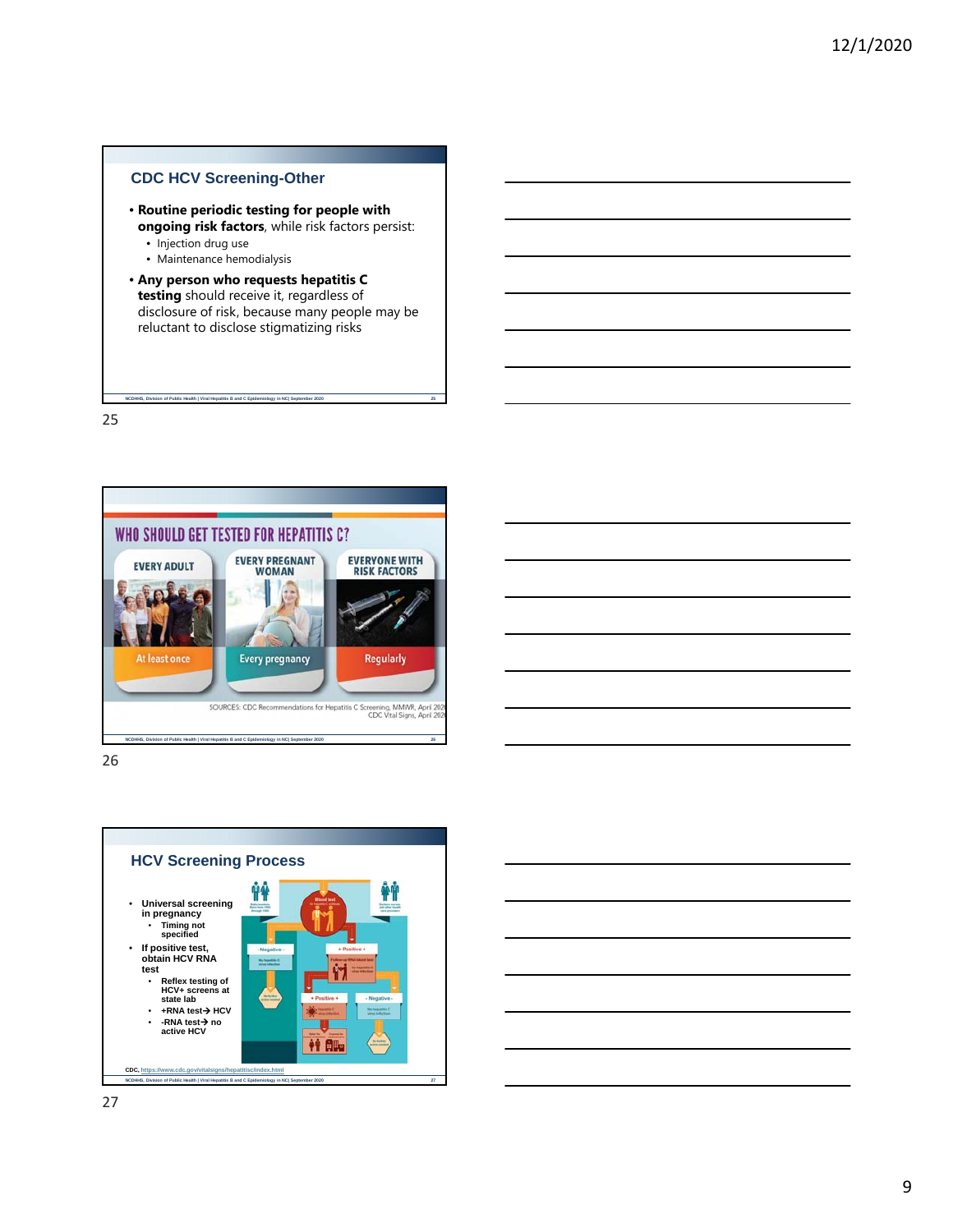## CDC HCV Screening-Other

- **Routine periodic testing for people with ongoing risk factors**, while risk factors persist:
  - Injection drug use
  - Maintenance hemodialysis
- **Any person who requests hepatitis C testing** should receive it, regardless of disclosure of risk, because many people may be reluctant to disclose stigmatizing risks

## WHO SHOULD GET TESTED FOR HEPATITIS C?

| EVERY ADULT | EVERY PREGNANT WOMAN | EVERYONE WITH RISK FACTORS |
| --- | --- | --- |
| At least once | Every pregnancy | Regularly |

SOURCES: CDC Recommendations for Hepatitis C Screening, MMWR, April 2020
CDC Vital Signs, April 2020

## HCV Screening Process

- Universal screening in pregnancy
  - Timing not specified
- If positive test, obtain HCV RNA test
  - Reflex testing of HCV+ screens at state lab
  - +RNA test→ HCV
  - -RNA test→ no active HCV

CDC, https://www.cdc.gov/vitalsigns/hepatitisC/index.html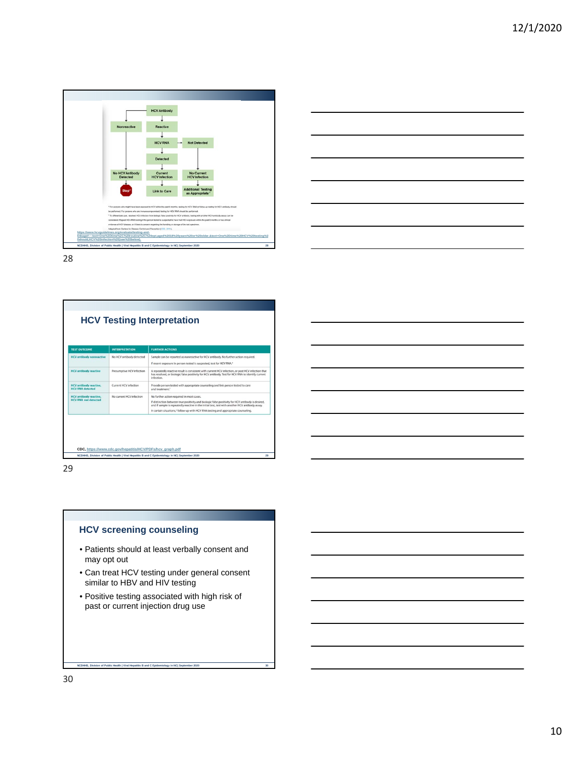HCV Antibody

- Nonreactive → No HCV Antibody Detected → Stop*
- Reactive → HCV RNA
  - Detected → Current HCV Infection → Link to Care
  - Not Detected → No Current HCV Infection → Additional Testing as Appropriate**

\* For persons who might have been exposed to HCV within the past 6 months, testing for HCV RNA or follow-up testing for HCV antibody should be performed. For persons who are immunocompromised, testing for HCV RNA should be performed.

\*\* To differentiate past, resolved HCV infection from biologic false positivity for HCV antibody, testing with another HCV antibody assay can be considered. Repeat HCV RNA testing if the person tested is suspected to have had HCV exposure within the past 6 months or has clinical evidence of HCV disease, or if there is concern regarding the handling or storage of the test specimen.

Adapted from: Centers for Disease Control and Prevention (CDC, 2013).

https://www.hcvguidelines.org/evaluate/testing-and-linkage#:~:text=One%20time%2C%20routine%2C%20opt,aged%2018%20years%20or%20older.&text=One%20time%20HCV%20testing%20should,HCV%20infection%20(see%20below).

## HCV Testing Interpretation

| TEST OUTCOME | INTERPRETATION | FURTHER ACTIONS |
|---|---|---|
| HCV antibody nonreactive | No HCV antibody detected | Sample can be reported as nonreactive for HCV antibody. No further action required. If recent exposure in person tested is suspected, test for HCV RNA.* |
| HCV antibody reactive | Presumptive HCV infection | A repeatedly reactive result is consistent with current HCV infection, or past HCV infection that has resolved, or biologic false positivity for HCV antibody. Test for HCV RNA to identify current infection. |
| HCV antibody reactive, HCV RNA detected | Current HCV infection | Provide person tested with appropriate counseling and link person tested to care and treatment.† |
| HCV antibody reactive, HCV RNA not detected | No current HCV infection | No further action required in most cases. If distinction between true positivity and biologic false positivity for HCV antibody is desired, and if sample is repeatedly reactive in the initial test, test with another HCV antibody assay. In certain situations,§ follow up with HCV RNA testing and appropriate counseling. |

CDC, https://www.cdc.gov/hepatitis/HCV/PDFs/hcv_graph.pdf

## HCV screening counseling

- Patients should at least verbally consent and may opt out
- Can treat HCV testing under general consent similar to HBV and HIV testing
- Positive testing associated with high risk of past or current injection drug use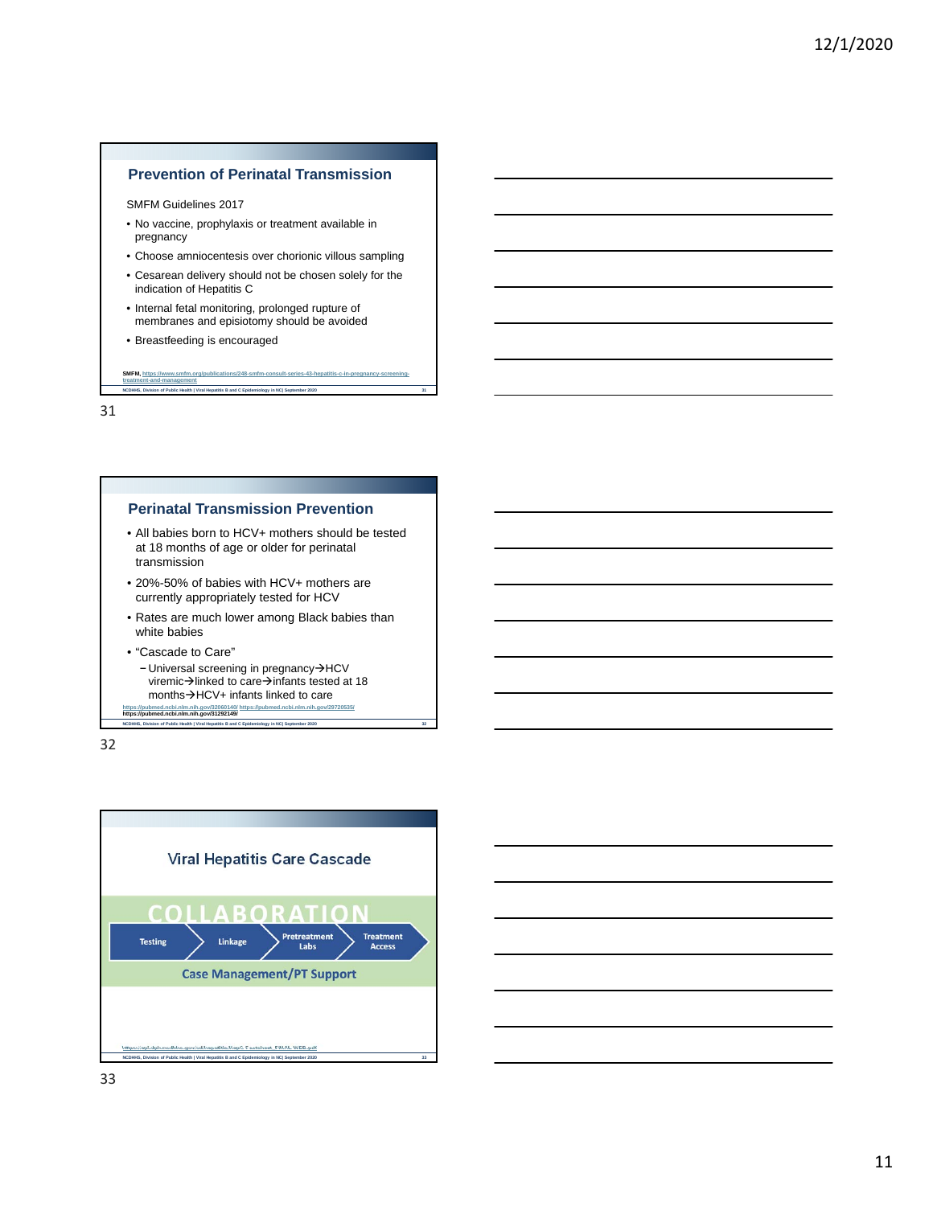## Prevention of Perinatal Transmission

SMFM Guidelines 2017

- No vaccine, prophylaxis or treatment available in pregnancy
- Choose amniocentesis over chorionic villous sampling
- Cesarean delivery should not be chosen solely for the indication of Hepatitis C
- Internal fetal monitoring, prolonged rupture of membranes and episiotomy should be avoided
- Breastfeeding is encouraged

SMFM, https://www.smfm.org/publications/248-smfm-consult-series-43-hepatitis-c-in-pregnancy-screening-treatment-and-management

NCDHHS, Division of Public Health | Viral Hepatitis B and C Epidemiology in NC| September 2020

## Perinatal Transmission Prevention

- All babies born to HCV+ mothers should be tested at 18 months of age or older for perinatal transmission
- 20%-50% of babies with HCV+ mothers are currently appropriately tested for HCV
- Rates are much lower among Black babies than white babies
- "Cascade to Care"
  - Universal screening in pregnancy→HCV viremic→linked to care→infants tested at 18 months→HCV+ infants linked to care

https://pubmed.ncbi.nlm.nih.gov/32060140/ https://pubmed.ncbi.nlm.nih.gov/29720535/
https://pubmed.ncbi.nlm.nih.gov/31292149/

NCDHHS, Division of Public Health | Viral Hepatitis B and C Epidemiology in NC| September 2020

## Viral Hepatitis Care Cascade

COLLABORATION

Testing → Linkage → Pretreatment Labs → Treatment Access

Case Management/PT Support

https://epi.dph.ncdhhs.gov/cd/hepatitis/HepC_Factsheet_FINAL_WEB.pdf

NCDHHS, Division of Public Health | Viral Hepatitis B and C Epidemiology in NC| September 2020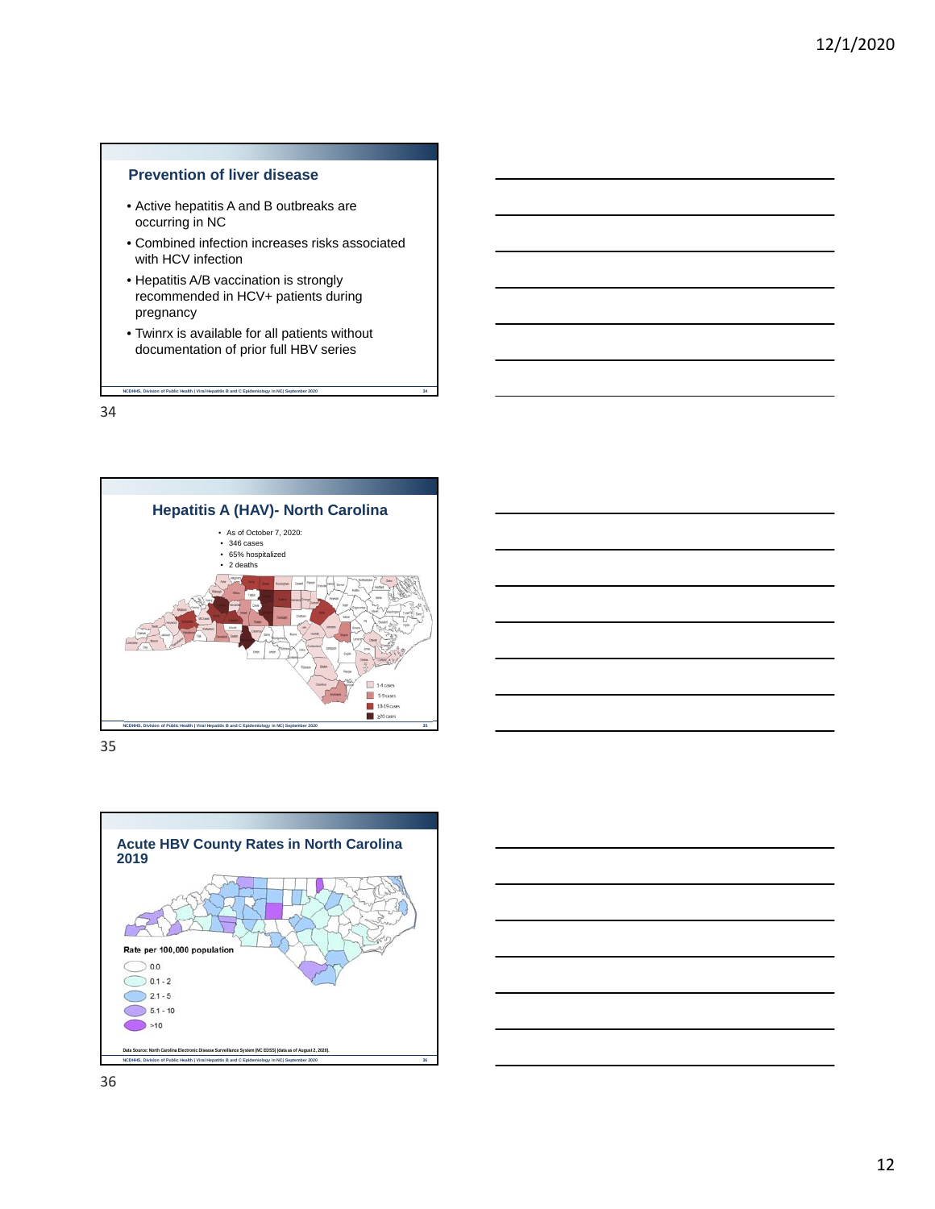## Prevention of liver disease

- Active hepatitis A and B outbreaks are occurring in NC
- Combined infection increases risks associated with HCV infection
- Hepatitis A/B vaccination is strongly recommended in HCV+ patients during pregnancy
- Twinrx is available for all patients without documentation of prior full HBV series

## Hepatitis A (HAV)- North Carolina

- As of October 7, 2020:
  - 346 cases
  - 65% hospitalized
  - 2 deaths

Legend: 1-4 cases; 5-9 cases; 10-19 cases; ≥20 cases

## Acute HBV County Rates in North Carolina 2019

Rate per 100,000 population

- 0.0
- 0.1 - 2
- 2.1 - 5
- 5.1 - 10
- >10

Data Source: North Carolina Electronic Disease Surveillance System (NC EDSS) (data as of August 2, 2020).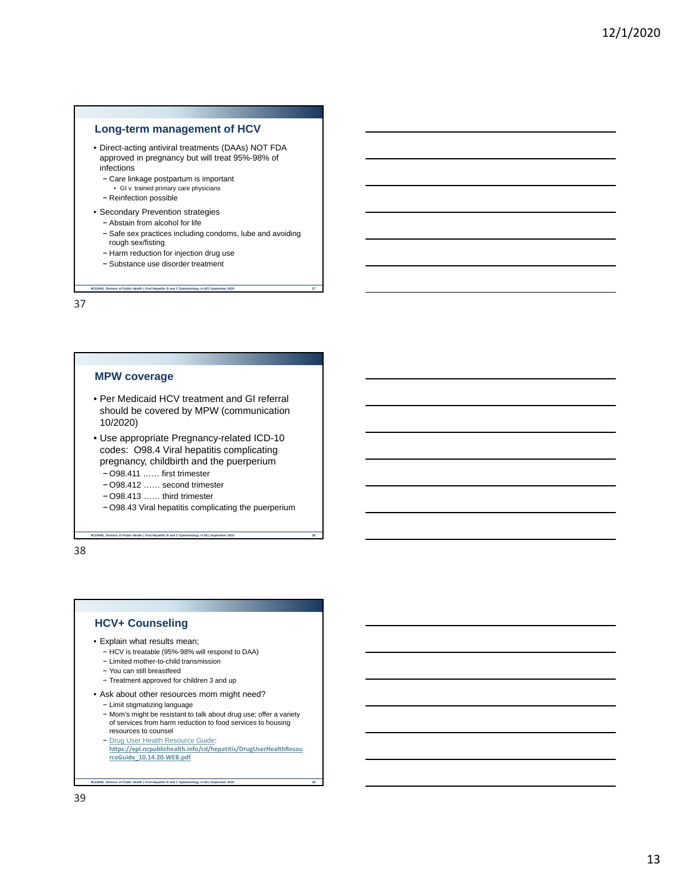## Long-term management of HCV

- Direct-acting antiviral treatments (DAAs) NOT FDA approved in pregnancy but will treat 95%-98% of infections
  - Care linkage postpartum is important
    - GI v. trained primary care physicians
  - Reinfection possible
- Secondary Prevention strategies
  - Abstain from alcohol for life
  - Safe sex practices including condoms, lube and avoiding rough sex/fisting
  - Harm reduction for injection drug use
  - Substance use disorder treatment

## MPW coverage

- Per Medicaid HCV treatment and GI referral should be covered by MPW (communication 10/2020)
- Use appropriate Pregnancy-related ICD-10 codes: O98.4 Viral hepatitis complicating pregnancy, childbirth and the puerperium
  - O98.411 …… first trimester
  - O98.412 …… second trimester
  - O98.413 …… third trimester
  - O98.43 Viral hepatitis complicating the puerperium

## HCV+ Counseling

- Explain what results mean;
  - HCV is treatable (95%-98% will respond to DAA)
  - Limited mother-to-child transmission
  - You can still breastfeed
  - Treatment approved for children 3 and up
- Ask about other resources mom might need?
  - Limit stigmatizing language
  - Mom's might be resistant to talk about drug use; offer a variety of services from harm reduction to food services to housing resources to counsel
  - Drug User Health Resource Guide: **https://epi.ncpublichealth.info/cd/hepatitis/DrugUserHealthResourceGuide_10.14.20-WEB.pdf**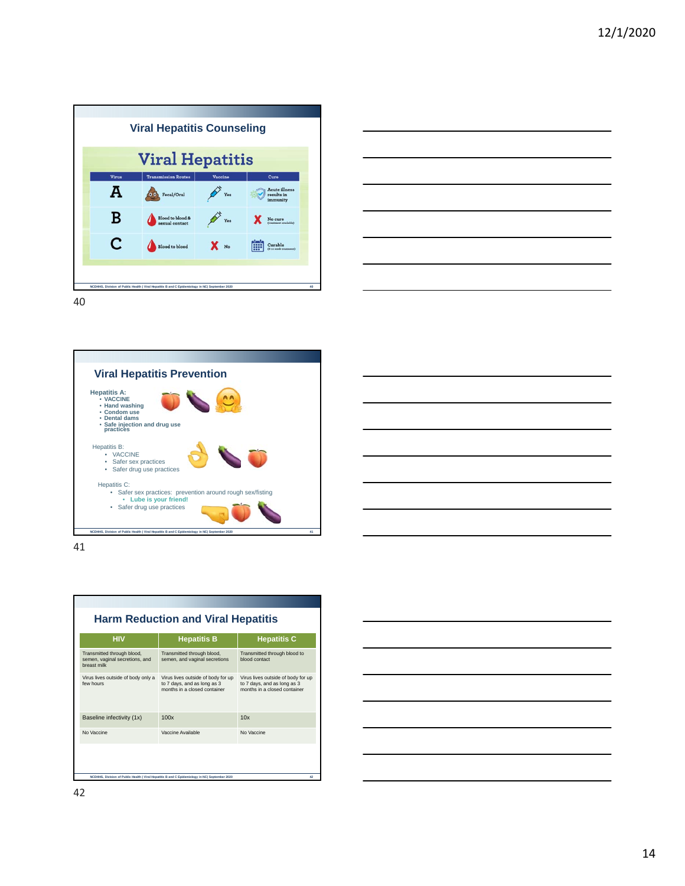## Viral Hepatitis Counseling

# Viral Hepatitis

| Virus | Transmission Routes | Vaccine | Cure |
|---|---|---|---|
| A | Fecal/Oral | Yes | Acute illness results in immunity |
| B | Blood to blood & sexual contact | Yes | No cure (treatment available) |
| C | Blood to blood | No | Curable (8-12 week treatment) |

NCDHHS, Division of Public Health | Viral Hepatitis B and C Epidemiology in NC| September 2020

40

## Viral Hepatitis Prevention

**Hepatitis A:**

- **VACCINE**
- **Hand washing**
- **Condom use**
- **Dental dams**
- **Safe injection and drug use practices**

Hepatitis B:

- VACCINE
- Safer sex practices
- Safer drug use practices

Hepatitis C:

- Safer sex practices: prevention around rough sex/fisting
  - **Lube is your friend!**
- Safer drug use practices

NCDHHS, Division of Public Health | Viral Hepatitis B and C Epidemiology in NC| September 2020

41

## Harm Reduction and Viral Hepatitis

| HIV | Hepatitis B | Hepatitis C |
|---|---|---|
| Transmitted through blood, semen, vaginal secretions, and breast milk | Transmitted through blood, semen, and vaginal secretions | Transmitted through blood to blood contact |
| Virus lives outside of body only a few hours | Virus lives outside of body for up to 7 days, and as long as 3 months in a closed container | Virus lives outside of body for up to 7 days, and as long as 3 months in a closed container |
| Baseline infectivity (1x) | 100x | 10x |
| No Vaccine | Vaccine Available | No Vaccine |

NCDHHS, Division of Public Health | Viral Hepatitis B and C Epidemiology in NC| September 2020

42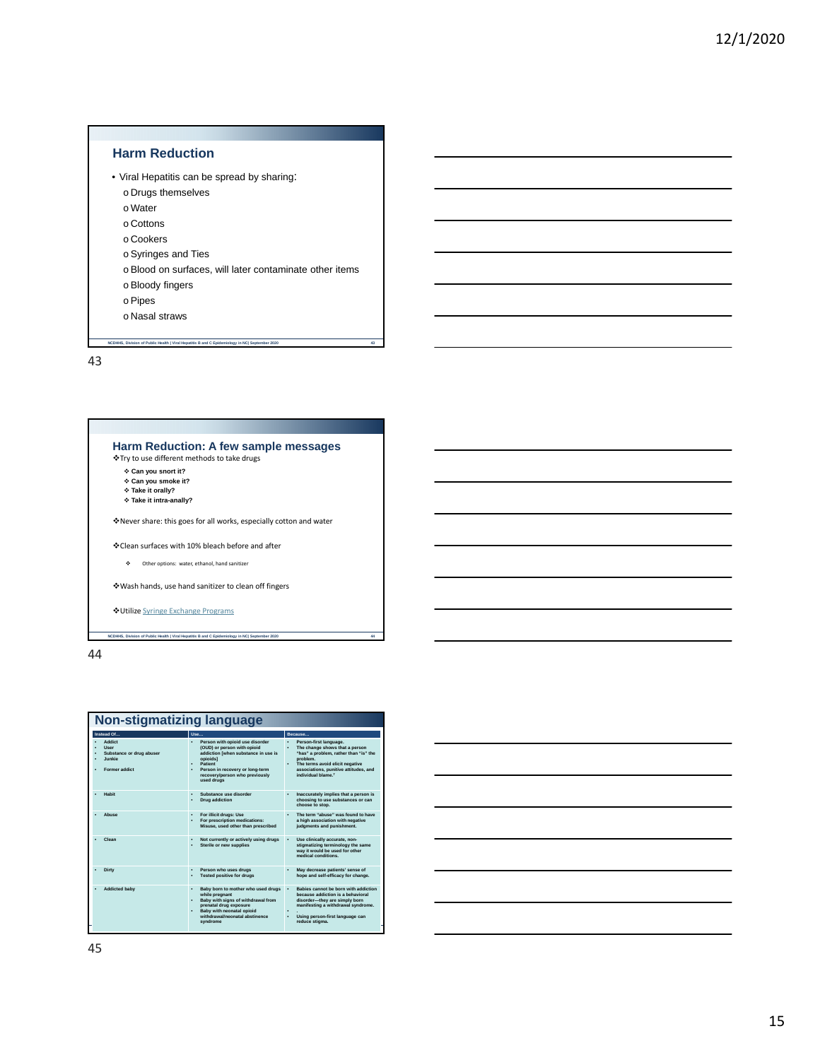## Harm Reduction

- Viral Hepatitis can be spread by sharing:
  - Drugs themselves
  - Water
  - Cottons
  - Cookers
  - Syringes and Ties
  - Blood on surfaces, will later contaminate other items
  - Bloody fingers
  - Pipes
  - Nasal straws

NCDHHS, Division of Public Health | Viral Hepatitis B and C Epidemiology in NC| September 2020

43

## Harm Reduction: A few sample messages

❖Try to use different methods to take drugs

- ❖ **Can you snort it?**
- ❖ **Can you smoke it?**
- ❖ **Take it orally?**
- ❖ **Take it intra-anally?**

❖Never share: this goes for all works, especially cotton and water

❖Clean surfaces with 10% bleach before and after

- ❖ Other options: water, ethanol, hand sanitizer

❖Wash hands, use hand sanitizer to clean off fingers

❖Utilize Syringe Exchange Programs

NCDHHS, Division of Public Health | Viral Hepatitis B and C Epidemiology in NC| September 2020

44

## Non-stigmatizing language

| Instead Of... | Use... | Because... |
| --- | --- | --- |
| • Addict<br>• User<br>• Substance or drug abuser<br>• Junkie<br>• Former addict | • Person with opioid use disorder (OUD) or person with opioid addiction [when substance in use is opioids]<br>• Patient<br>• Person in recovery or long-term recovery/person who previously used drugs | • Person-first language.<br>• The change shows that a person "has" a problem, rather than "is" the problem.<br>• The terms avoid elicit negative associations, punitive attitudes, and individual blame.[7] |
| • Habit | • Substance use disorder<br>• Drug addiction | • Inaccurately implies that a person is choosing to use substances or can choose to stop. |
| • Abuse | • For illicit drugs: Use<br>• For prescription medications: Misuse, used other than prescribed | • The term "abuse" was found to have a high association with negative judgments and punishment. |
| • Clean | • Not currently or actively using drugs<br>• Sterile or new supplies | • Use clinically accurate, non-stigmatizing terminology the same way it would be used for other medical conditions. |
| • Dirty | • Person who uses drugs<br>• Tested positive for drugs | • May decrease patients' sense of hope and self-efficacy for change. |
| • Addicted baby | • Baby born to mother who used drugs while pregnant<br>• Baby with signs of withdrawal from prenatal drug exposure<br>• Baby with neonatal opioid withdrawal/neonatal abstinence syndrome | • Babies cannot be born with addiction because addiction is a behavioral disorder—they are simply born manifesting a withdrawal syndrome.<br>•<br>• Using person-first language can reduce stigma. |

45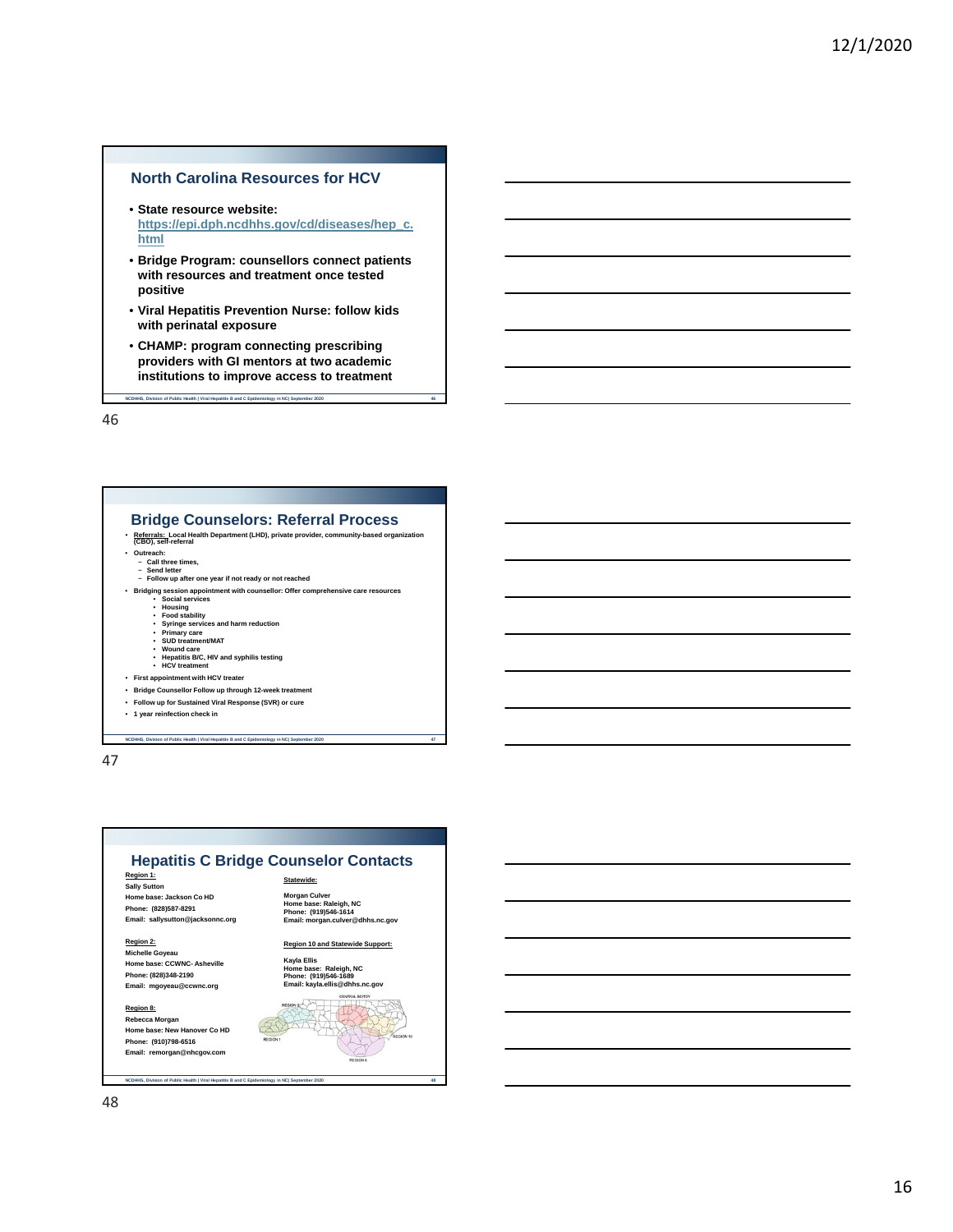## North Carolina Resources for HCV

- **State resource website:** https://epi.dph.ncdhhs.gov/cd/diseases/hep_c.html
- **Bridge Program: counsellors connect patients with resources and treatment once tested positive**
- **Viral Hepatitis Prevention Nurse: follow kids with perinatal exposure**
- **CHAMP: program connecting prescribing providers with GI mentors at two academic institutions to improve access to treatment**

NCDHHS, Division of Public Health | Viral Hepatitis B and C Epidemiology in NC| September 2020

## Bridge Counselors: Referral Process

- **Referrals: Local Health Department (LHD), private provider, community-based organization (CBO), self-referral**
- **Outreach:**
  - Call three times,
  - Send letter
  - Follow up after one year if not ready or not reached
- **Bridging session appointment with counsellor: Offer comprehensive care resources**
  - Social services
  - Housing
  - Food stability
  - Syringe services and harm reduction
  - Primary care
  - SUD treatment/MAT
  - Wound care
  - Hepatitis B/C, HIV and syphilis testing
  - HCV treatment
- **First appointment with HCV treater**
- **Bridge Counsellor Follow up through 12-week treatment**
- **Follow up for Sustained Viral Response (SVR) or cure**
- **1 year reinfection check in**

NCDHHS, Division of Public Health | Viral Hepatitis B and C Epidemiology in NC| September 2020

## Hepatitis C Bridge Counselor Contacts

**Region 1:**
Sally Sutton
Home base: Jackson Co HD
Phone: (828)587-8291
Email: sallysutton@jacksonnc.org

**Region 2:**
Michelle Goyeau
Home base: CCWNC- Asheville
Phone: (828)348-2190
Email: mgoyeau@ccwnc.org

**Region 8:**
Rebecca Morgan
Home base: New Hanover Co HD
Phone: (910)798-6516
Email: remorgan@nhcgov.com

**Statewide:**
Morgan Culver
Home base: Raleigh, NC
Phone: (919)546-1614
Email: morgan.culver@dhhs.nc.gov

**Region 10 and Statewide Support:**
Kayla Ellis
Home base: Raleigh, NC
Phone: (919)546-1689
Email: kayla.ellis@dhhs.nc.gov

NCDHHS, Division of Public Health | Viral Hepatitis B and C Epidemiology in NC| September 2020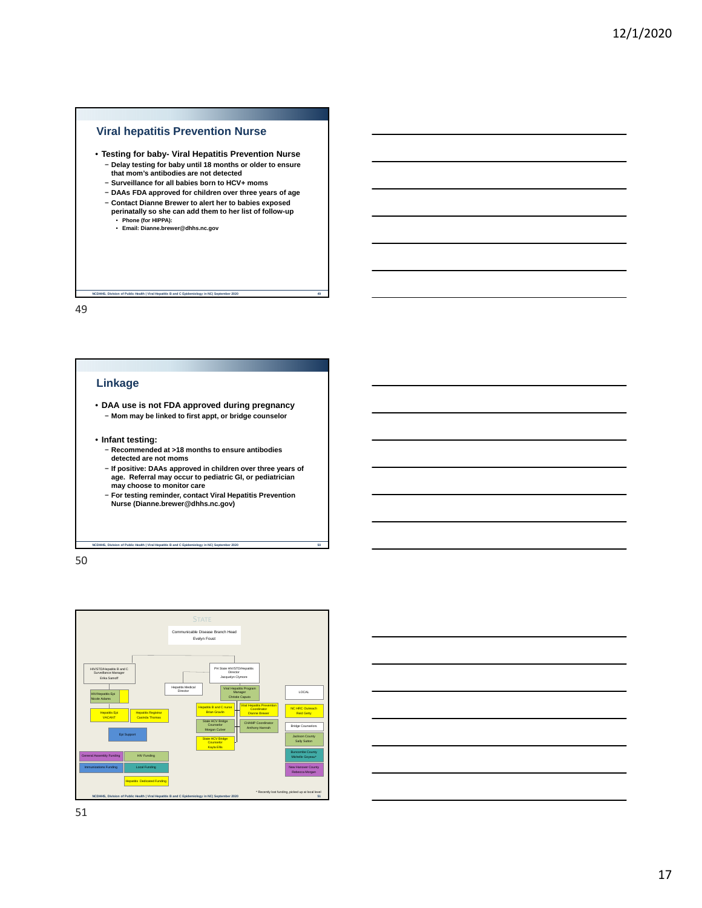## Viral hepatitis Prevention Nurse

- Testing for baby- Viral Hepatitis Prevention Nurse
  - Delay testing for baby until 18 months or older to ensure that mom's antibodies are not detected
  - Surveillance for all babies born to HCV+ moms
  - DAAs FDA approved for children over three years of age
  - Contact Dianne Brewer to alert her to babies exposed perinatally so she can add them to her list of follow-up
    - Phone (for HIPPA):
    - Email: Dianne.brewer@dhhs.nc.gov

NCDHHS, Division of Public Health | Viral Hepatitis B and C Epidemiology in NC| September 2020

49

## Linkage

- DAA use is not FDA approved during pregnancy
  - Mom may be linked to first appt, or bridge counselor
- Infant testing:
  - Recommended at >18 months to ensure antibodies detected are not moms
  - If positive: DAAs approved in children over three years of age. Referral may occur to pediatric GI, or pediatrician may choose to monitor care
  - For testing reminder, contact Viral Hepatitis Prevention Nurse (Dianne.brewer@dhhs.nc.gov)

NCDHHS, Division of Public Health | Viral Hepatitis B and C Epidemiology in NC| September 2020

50

STATE

Communicable Disease Branch Head
Evelyn Foust

HIV/STD/Hepatitis B and C Surveillance Manager
Erika Samoff

PH State HIV/STD/Hepatitis Director
Jacquelyn Clymore

Hepatitis Medical Director

Viral Hepatitis Program Manager
Christie Caputo

LOCAL

HIV/Hepatitis Epi
Nicole Adams

Hepatitis B and C nurse
Brian Gravlin

Viral Hepatitis Prevention Coordinator
Dianne Brewer

NC HRC Outreach
Reid Getty

Hepatitis Epi
VACANT

Hepatitis Registrar
Cearoda Thomas

State HCV Bridge Counselor
Morgan Culver

CHAMP Coordinator
Anthony Hannah

Bridge Counselors

Epi Support

State HCV Bridge Counselor
Kayla Ellis

Jackson County
Sally Sutton

Buncombe County
Michelle Goyeau*

General Assembly Funding

HIV Funding

Immunizations Funding

Local Funding

New Hanover County
Rebecca Morgan

Hepatitis Dedicated Funding

* Recently lost funding, picked up at local level

NCDHHS, Division of Public Health | Viral Hepatitis B and C Epidemiology in NC| September 2020

51